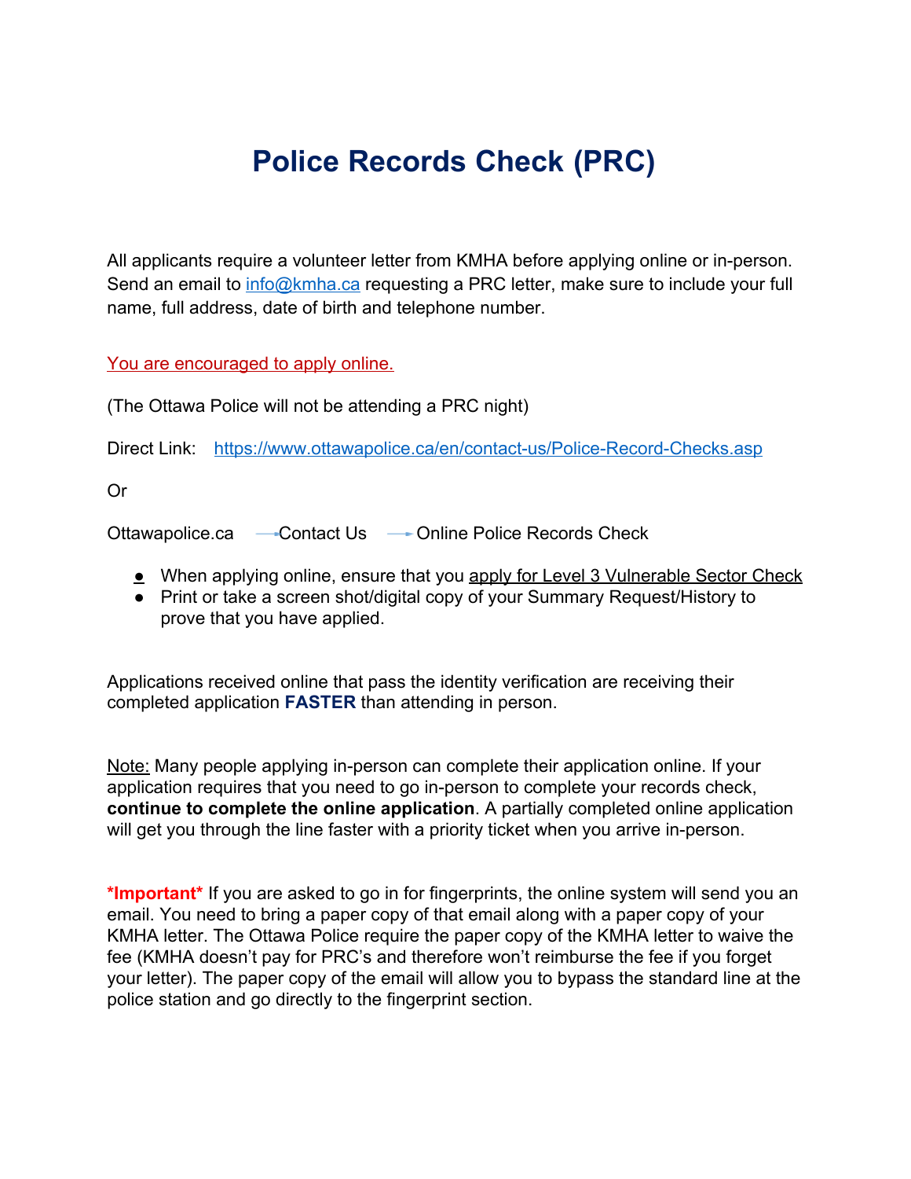# Police Records Check (PRC)

All applicants require a volunteer letter from KMHA before applying online or in-person. Send an email to [info@kmha.ca](mailto:info@kmha.ca) requesting a PRC letter, make sure to include your full name, full address, date of birth and telephone number.

You are encouraged to apply online.

(The Ottawa Police will not be attending a PRC night)

Direct Link: [https://www.ottawapolice.ca/en/contact-us/Police-Record-Checks.asp](https://www.ottawapolice.ca/en/contact-us/Police-Record-Checks.asp)

Or

Ottawapolice.ca → Contact Us → Online Police Records Check

- When applying online, ensure that you apply for Level 3 Vulnerable Sector Check
- Print or take a screen shot/digital copy of your Summary Request/History to prove that you have applied.

Applications received online that pass the identity verification are receiving their completed application **FASTER** than attending in person.

Note: Many people applying in-person can complete their application online. If your application requires that you need to go in-person to complete your records check, **continue to complete the online application**. A partially completed online application will get you through the line faster with a priority ticket when you arrive in-person.

**\*Important\*** If you are asked to go in for fingerprints, the online system will send you an email. You need to bring a paper copy of that email along with a paper copy of your KMHA letter. The Ottawa Police require the paper copy of the KMHA letter to waive the fee (KMHA doesn't pay for PRC's and therefore won't reimburse the fee if you forget your letter). The paper copy of the email will allow you to bypass the standard line at the police station and go directly to the fingerprint section.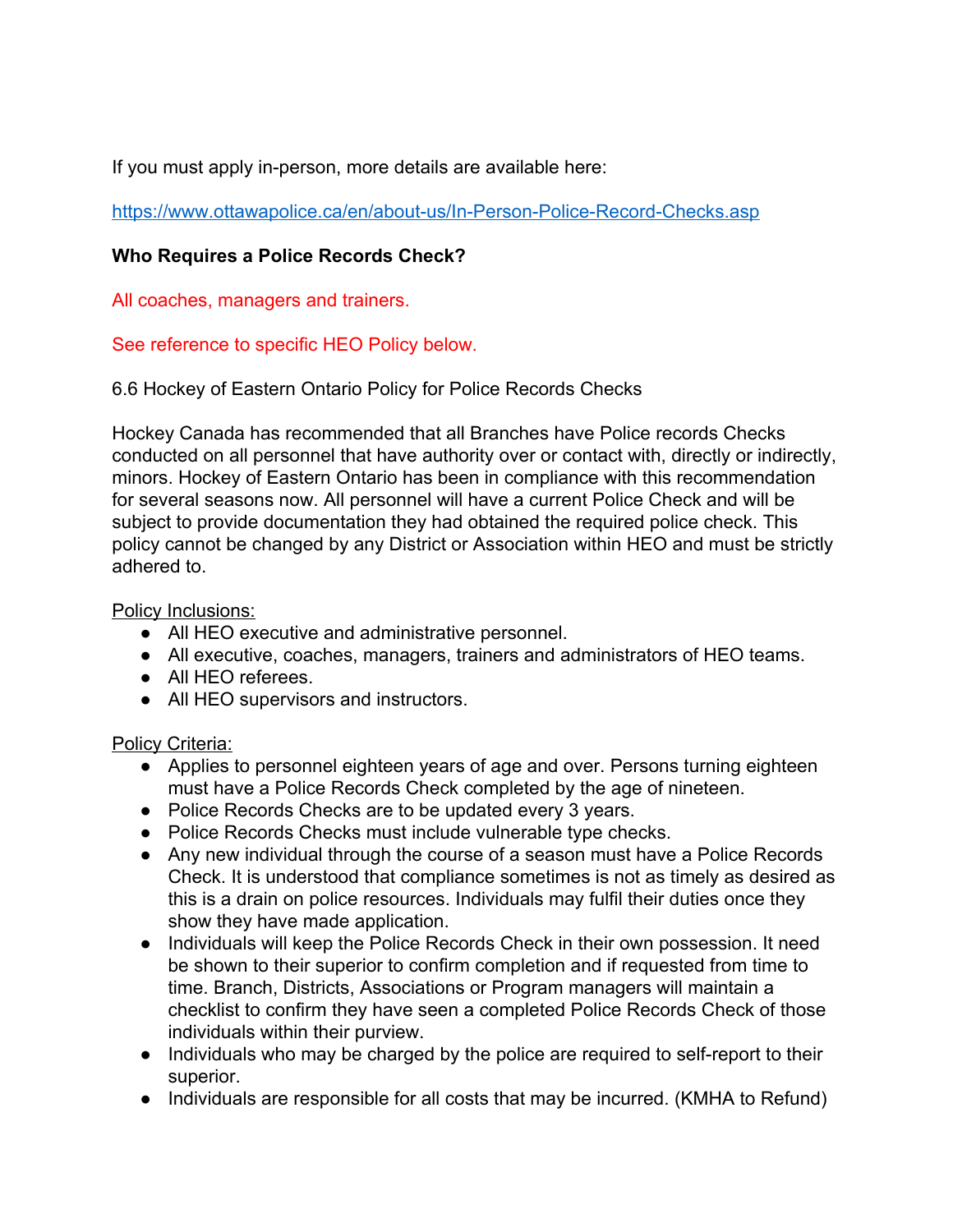If you must apply in-person, more details are available here:

https://www.ottawapolice.ca/en/about-us/In-Person-Police-Record-Checks.asp

**Who Requires a Police Records Check?**

All coaches, managers and trainers.

See reference to specific HEO Policy below.

6.6 Hockey of Eastern Ontario Policy for Police Records Checks

Hockey Canada has recommended that all Branches have Police records Checks conducted on all personnel that have authority over or contact with, directly or indirectly, minors. Hockey of Eastern Ontario has been in compliance with this recommendation for several seasons now. All personnel will have a current Police Check and will be subject to provide documentation they had obtained the required police check. This policy cannot be changed by any District or Association within HEO and must be strictly adhered to.

Policy Inclusions:

- All HEO executive and administrative personnel.
- All executive, coaches, managers, trainers and administrators of HEO teams.
- All HEO referees.
- All HEO supervisors and instructors.

Policy Criteria:

- Applies to personnel eighteen years of age and over. Persons turning eighteen must have a Police Records Check completed by the age of nineteen.
- Police Records Checks are to be updated every 3 years.
- Police Records Checks must include vulnerable type checks.
- Any new individual through the course of a season must have a Police Records Check. It is understood that compliance sometimes is not as timely as desired as this is a drain on police resources. Individuals may fulfil their duties once they show they have made application.
- Individuals will keep the Police Records Check in their own possession. It need be shown to their superior to confirm completion and if requested from time to time. Branch, Districts, Associations or Program managers will maintain a checklist to confirm they have seen a completed Police Records Check of those individuals within their purview.
- Individuals who may be charged by the police are required to self-report to their superior.
- Individuals are responsible for all costs that may be incurred. (KMHA to Refund)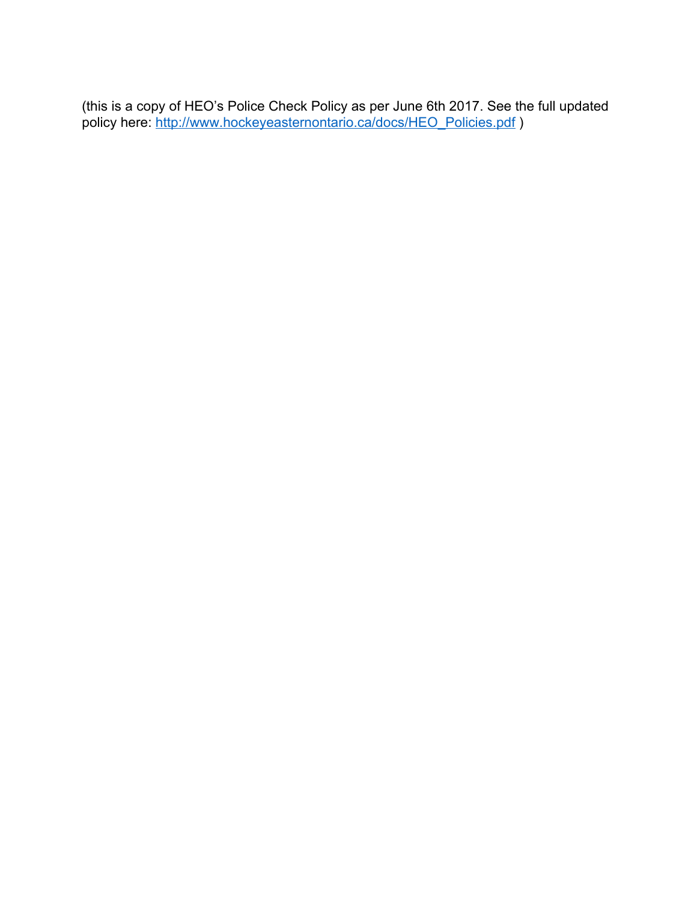(this is a copy of HEO's Police Check Policy as per June 6th 2017. See the full updated policy here: [http://www.hockeyeasternontario.ca/docs/HEO_Policies.pdf](http://www.hockeyeasternontario.ca/docs/HEO_Policies.pdf) )